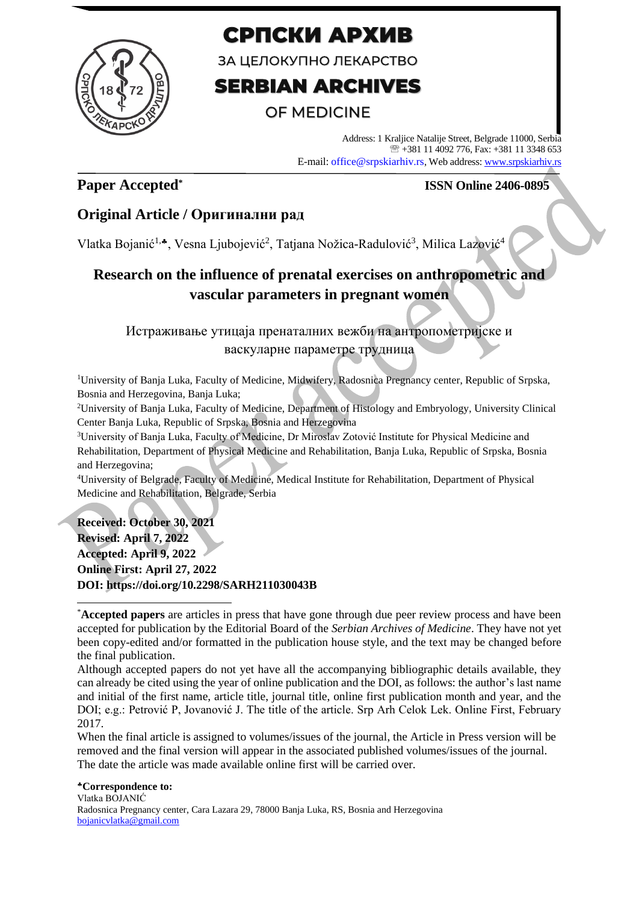# СРПСКИ АРХИВ

ЗА ЦЕЛОКУПНО ЛЕКАРСТВО

# SERBIAN ARCHIVES

OF MEDICINE

Address: 1 Kraljice Natalije Street, Belgrade 11000, Serbia
+381 11 4092 776, Fax: +381 11 3348 653
E-mail: office@srpskiarhiv.rs, Web address: www.srpskiarhiv.rs

**Paper Accepted***

**ISSN Online 2406-0895**

## Original Article / Оригинални рад

Vlatka Bojanić[1,♣], Vesna Ljubojević[2], Tatjana Nožica-Radulović[3], Milica Lazović[4]

# Research on the influence of prenatal exercises on anthropometric and vascular parameters in pregnant women

Истраживање утицаја пренаталних вежби на антропометријске и васкуларне параметре трудница

[1]University of Banja Luka, Faculty of Medicine, Midwifery, Radosnica Pregnancy center, Republic of Srpska, Bosnia and Herzegovina, Banja Luka;
[2]University of Banja Luka, Faculty of Medicine, Department of Histology and Embryology, University Clinical Center Banja Luka, Republic of Srpska, Bosnia and Herzegovina
[3]University of Banja Luka, Faculty of Medicine, Dr Miroslav Zotović Institute for Physical Medicine and Rehabilitation, Department of Physical Medicine and Rehabilitation, Banja Luka, Republic of Srpska, Bosnia and Herzegovina;
[4]University of Belgrade, Faculty of Medicine, Medical Institute for Rehabilitation, Department of Physical Medicine and Rehabilitation, Belgrade, Serbia

**Received: October 30, 2021**
**Revised: April 7, 2022**
**Accepted: April 9, 2022**
**Online First: April 27, 2022**
**DOI: https://doi.org/10.2298/SARH211030043B**

*__Accepted papers__ are articles in press that have gone through due peer review process and have been accepted for publication by the Editorial Board of the *Serbian Archives of Medicine*. They have not yet been copy-edited and/or formatted in the publication house style, and the text may be changed before the final publication.

Although accepted papers do not yet have all the accompanying bibliographic details available, they can already be cited using the year of online publication and the DOI, as follows: the author's last name and initial of the first name, article title, journal title, online first publication month and year, and the DOI; e.g.: Petrović P, Jovanović J. The title of the article. Srp Arh Celok Lek. Online First, February 2017.

When the final article is assigned to volumes/issues of the journal, the Article in Press version will be removed and the final version will appear in the associated published volumes/issues of the journal. The date the article was made available online first will be carried over.

**♣Correspondence to:**
Vlatka BOJANIĆ
Radosnica Pregnancy center, Cara Lazara 29, 78000 Banja Luka, RS, Bosnia and Herzegovina
bojanicvlatka@gmail.com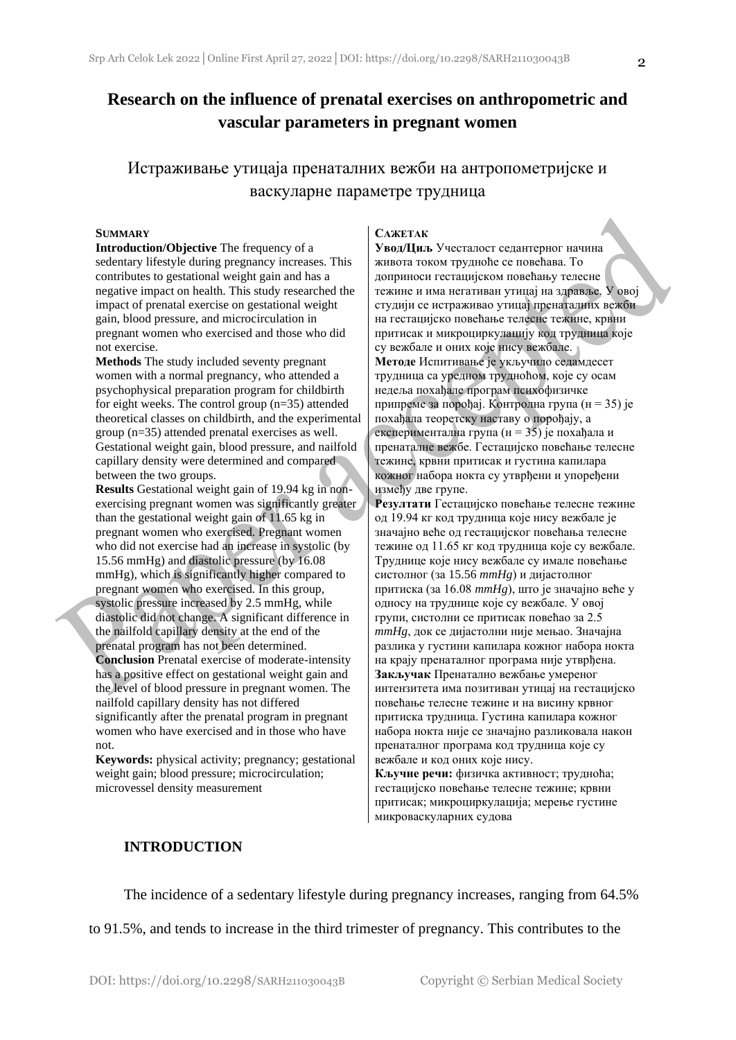# Research on the influence of prenatal exercises on anthropometric and vascular parameters in pregnant women

Истраживање утицаја пренаталних вежби на антропометријске и васкуларне параметре трудница

**SUMMARY**

**Introduction/Objective** The frequency of a sedentary lifestyle during pregnancy increases. This contributes to gestational weight gain and has a negative impact on health. This study researched the impact of prenatal exercise on gestational weight gain, blood pressure, and microcirculation in pregnant women who exercised and those who did not exercise.

**Methods** The study included seventy pregnant women with a normal pregnancy, who attended a psychophysical preparation program for childbirth for eight weeks. The control group (n=35) attended theoretical classes on childbirth, and the experimental group (n=35) attended prenatal exercises as well. Gestational weight gain, blood pressure, and nailfold capillary density were determined and compared between the two groups.

**Results** Gestational weight gain of 19.94 kg in non-exercising pregnant women was significantly greater than the gestational weight gain of 11.65 kg in pregnant women who exercised. Pregnant women who did not exercise had an increase in systolic (by 15.56 mmHg) and diastolic pressure (by 16.08 mmHg), which is significantly higher compared to pregnant women who exercised. In this group, systolic pressure increased by 2.5 mmHg, while diastolic did not change. A significant difference in the nailfold capillary density at the end of the prenatal program has not been determined.

**Conclusion** Prenatal exercise of moderate-intensity has a positive effect on gestational weight gain and the level of blood pressure in pregnant women. The nailfold capillary density has not differed significantly after the prenatal program in pregnant women who have exercised and in those who have not.

**Keywords:** physical activity; pregnancy; gestational weight gain; blood pressure; microcirculation; microvessel density measurement

**САЖЕТАК**

**Увод/Циљ** Учесталост седантерног начина живота током трудноће се повећава. То доприноси гестацијском повећању телесне тежине и има негативан утицај на здравље. У овој студији се истраживао утицај пренаталних вежби на гестацијско повећање телесне тежине, крвни притисак и микроциркулацију код трудница које су вежбале и оних које нису вежбале.

**Методе** Испитивање је укључило седамдесет трудница са уредном трудноћом, које су осам недеља похађале програм психофизичке припреме за порођај. Контролна група (н = 35) је похађала теоретску наставу о порођају, а експериментална група (н = 35) је похађала и пренаталне вежбе. Гестацијско повећање телесне тежине, крвни притисак и густина капилара кожног набора нокта су утврђени и упоређени између две групе.

**Резултати** Гестацијско повећање телесне тежине од 19.94 кг код трудница које нису вежбале је значајно веће од гестацијског повећања телесне тежине од 11.65 кг код трудница које су вежбале. Труднице које нису вежбале су имале повећање систолног (за 15.56 *mmHg*) и дијастолног притиска (за 16.08 *mmHg*), што је значајно веће у односу на труднице које су вежбале. У овој групи, систолни се притисак повећао за 2.5 *mmHg*, док се дијастолни није мењао. Значајна разлика у густини капилара кожног набора нокта на крају пренаталног програма није утврђена.

**Закључак** Пренатално вежбање умереног интензитета има позитиван утицај на гестацијско повећање телесне тежине и на висину крвног притиска трудница. Густина капилара кожног набора нокта није се значајно разликовала након пренаталног програма код трудница које су вежбале и код оних које нису.

**Кључне речи:** физичка активност; трудноћа; гестацијско повећање телесне тежине; крвни притисак; микроциркулација; мерење густине микроваскуларних судова

## INTRODUCTION

The incidence of a sedentary lifestyle during pregnancy increases, ranging from 64.5% to 91.5%, and tends to increase in the third trimester of pregnancy. This contributes to the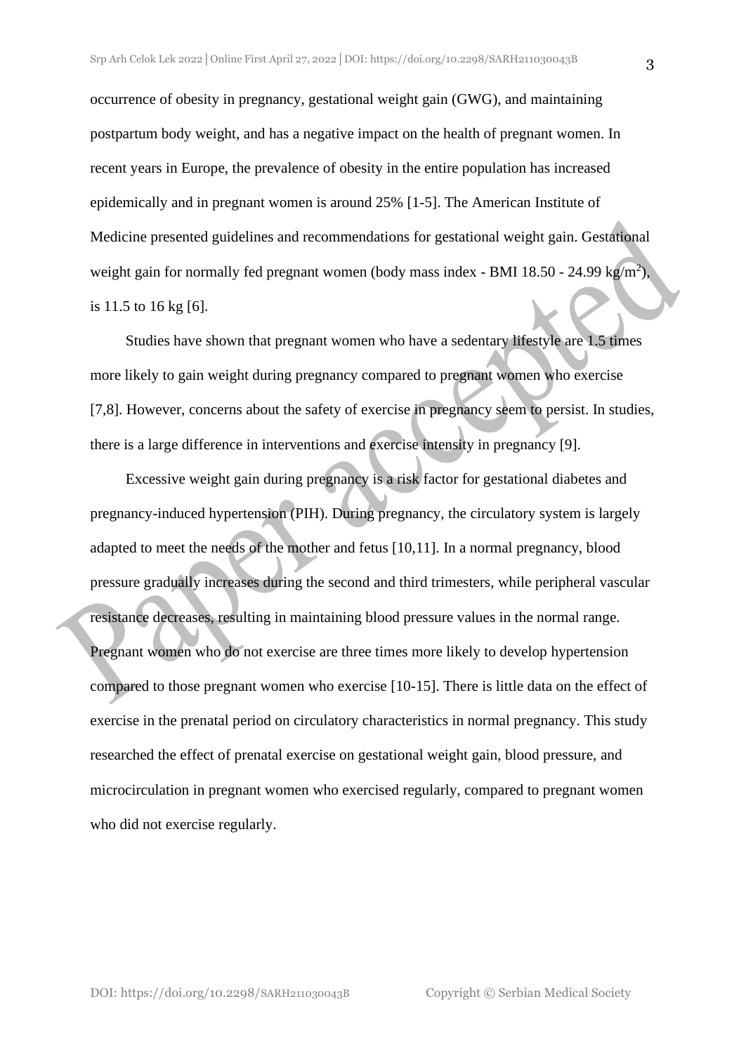occurrence of obesity in pregnancy, gestational weight gain (GWG), and maintaining postpartum body weight, and has a negative impact on the health of pregnant women. In recent years in Europe, the prevalence of obesity in the entire population has increased epidemically and in pregnant women is around 25% [1-5]. The American Institute of Medicine presented guidelines and recommendations for gestational weight gain. Gestational weight gain for normally fed pregnant women (body mass index - BMI 18.50 - 24.99 kg/$m^2$), is 11.5 to 16 kg [6].

Studies have shown that pregnant women who have a sedentary lifestyle are 1.5 times more likely to gain weight during pregnancy compared to pregnant women who exercise [7,8]. However, concerns about the safety of exercise in pregnancy seem to persist. In studies, there is a large difference in interventions and exercise intensity in pregnancy [9].

Excessive weight gain during pregnancy is a risk factor for gestational diabetes and pregnancy-induced hypertension (PIH). During pregnancy, the circulatory system is largely adapted to meet the needs of the mother and fetus [10,11]. In a normal pregnancy, blood pressure gradually increases during the second and third trimesters, while peripheral vascular resistance decreases, resulting in maintaining blood pressure values in the normal range. Pregnant women who do not exercise are three times more likely to develop hypertension compared to those pregnant women who exercise [10-15]. There is little data on the effect of exercise in the prenatal period on circulatory characteristics in normal pregnancy. This study researched the effect of prenatal exercise on gestational weight gain, blood pressure, and microcirculation in pregnant women who exercised regularly, compared to pregnant women who did not exercise regularly.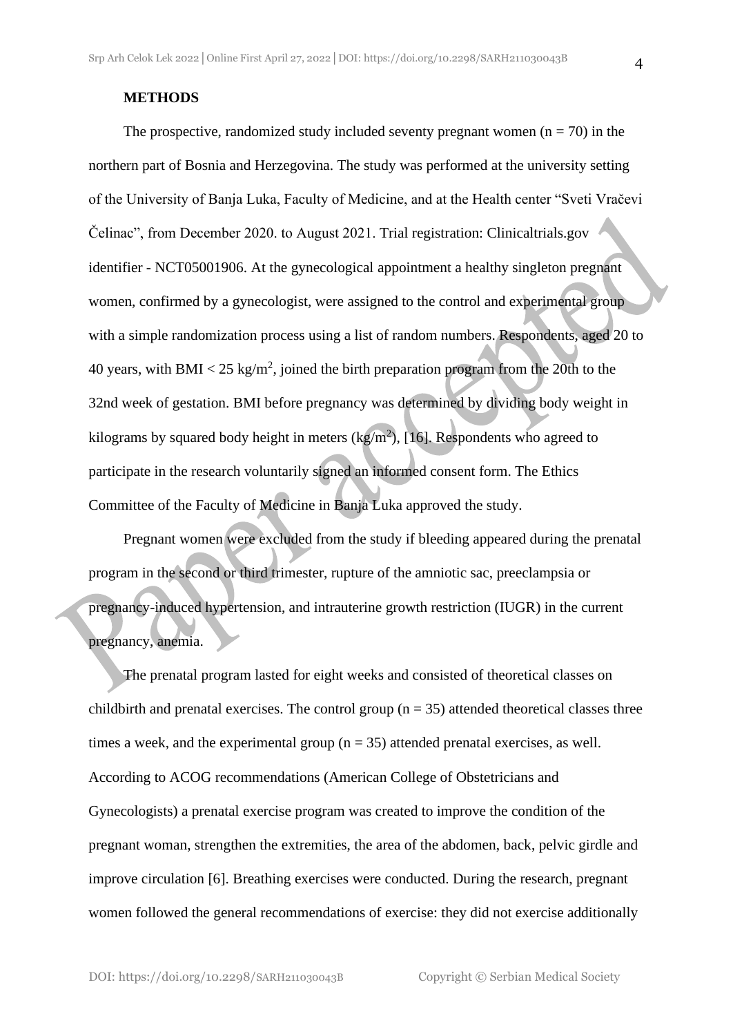**METHODS**

The prospective, randomized study included seventy pregnant women ($n = 70$) in the northern part of Bosnia and Herzegovina. The study was performed at the university setting of the University of Banja Luka, Faculty of Medicine, and at the Health center "Sveti Vračevi Čelinac", from December 2020. to August 2021. Trial registration: Clinicaltrials.gov identifier - NCT05001906. At the gynecological appointment a healthy singleton pregnant women, confirmed by a gynecologist, were assigned to the control and experimental group with a simple randomization process using a list of random numbers. Respondents, aged 20 to 40 years, with BMI < 25 kg/m$^2$, joined the birth preparation program from the 20th to the 32nd week of gestation. BMI before pregnancy was determined by dividing body weight in kilograms by squared body height in meters (kg/m$^2$), [16]. Respondents who agreed to participate in the research voluntarily signed an informed consent form. The Ethics Committee of the Faculty of Medicine in Banja Luka approved the study.

Pregnant women were excluded from the study if bleeding appeared during the prenatal program in the second or third trimester, rupture of the amniotic sac, preeclampsia or pregnancy-induced hypertension, and intrauterine growth restriction (IUGR) in the current pregnancy, anemia.

The prenatal program lasted for eight weeks and consisted of theoretical classes on childbirth and prenatal exercises. The control group ($n = 35$) attended theoretical classes three times a week, and the experimental group ($n = 35$) attended prenatal exercises, as well. According to ACOG recommendations (American College of Obstetricians and Gynecologists) a prenatal exercise program was created to improve the condition of the pregnant woman, strengthen the extremities, the area of the abdomen, back, pelvic girdle and improve circulation [6]. Breathing exercises were conducted. During the research, pregnant women followed the general recommendations of exercise: they did not exercise additionally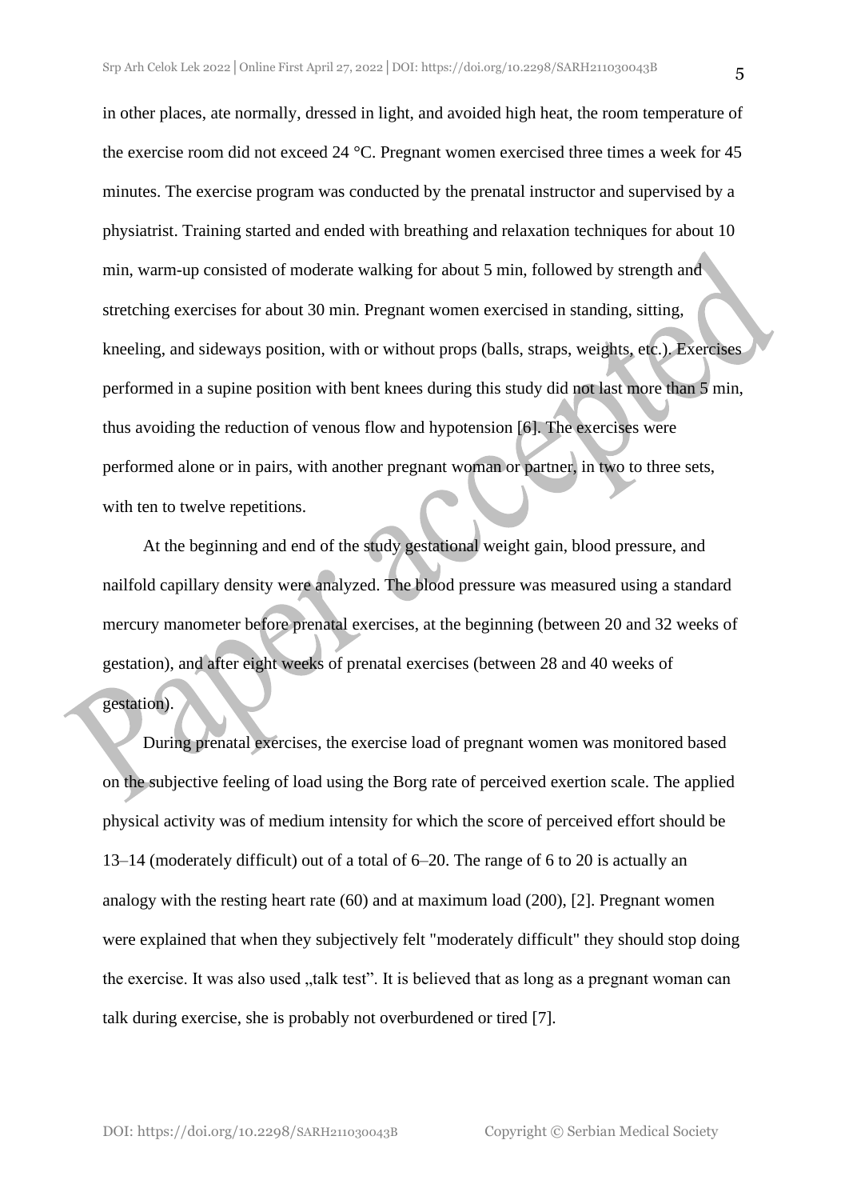in other places, ate normally, dressed in light, and avoided high heat, the room temperature of the exercise room did not exceed 24 °C. Pregnant women exercised three times a week for 45 minutes. The exercise program was conducted by the prenatal instructor and supervised by a physiatrist. Training started and ended with breathing and relaxation techniques for about 10 min, warm-up consisted of moderate walking for about 5 min, followed by strength and stretching exercises for about 30 min. Pregnant women exercised in standing, sitting, kneeling, and sideways position, with or without props (balls, straps, weights, etc.). Exercises performed in a supine position with bent knees during this study did not last more than 5 min, thus avoiding the reduction of venous flow and hypotension [6]. The exercises were performed alone or in pairs, with another pregnant woman or partner, in two to three sets, with ten to twelve repetitions.

At the beginning and end of the study gestational weight gain, blood pressure, and nailfold capillary density were analyzed. The blood pressure was measured using a standard mercury manometer before prenatal exercises, at the beginning (between 20 and 32 weeks of gestation), and after eight weeks of prenatal exercises (between 28 and 40 weeks of gestation).

During prenatal exercises, the exercise load of pregnant women was monitored based on the subjective feeling of load using the Borg rate of perceived exertion scale. The applied physical activity was of medium intensity for which the score of perceived effort should be 13–14 (moderately difficult) out of a total of 6–20. The range of 6 to 20 is actually an analogy with the resting heart rate (60) and at maximum load (200), [2]. Pregnant women were explained that when they subjectively felt "moderately difficult" they should stop doing the exercise. It was also used „talk test". It is believed that as long as a pregnant woman can talk during exercise, she is probably not overburdened or tired [7].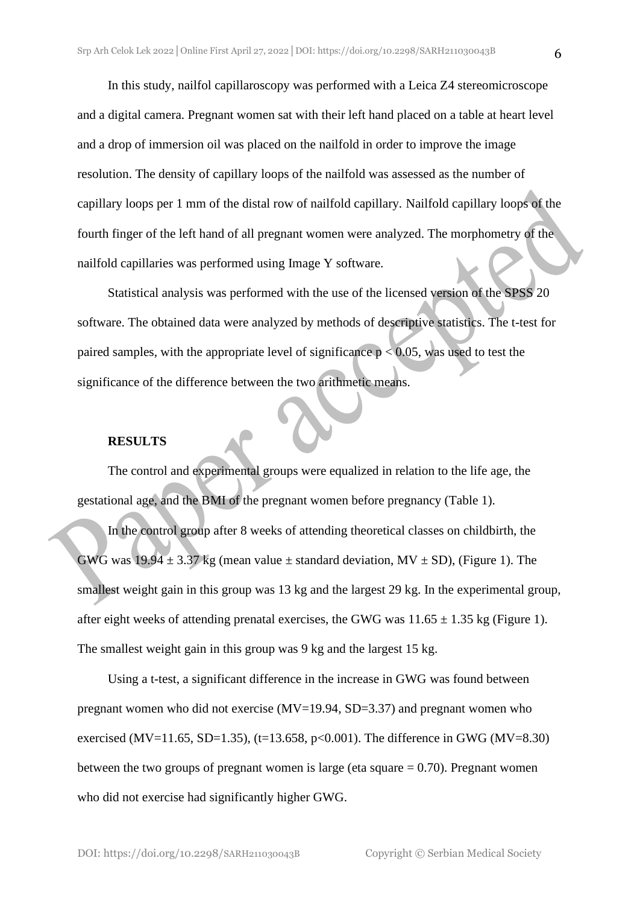In this study, nailfol capillaroscopy was performed with a Leica Z4 stereomicroscope and a digital camera. Pregnant women sat with their left hand placed on a table at heart level and a drop of immersion oil was placed on the nailfold in order to improve the image resolution. The density of capillary loops of the nailfold was assessed as the number of capillary loops per 1 mm of the distal row of nailfold capillary. Nailfold capillary loops of the fourth finger of the left hand of all pregnant women were analyzed. The morphometry of the nailfold capillaries was performed using Image Y software.

Statistical analysis was performed with the use of the licensed version of the SPSS 20 software. The obtained data were analyzed by methods of descriptive statistics. The t-test for paired samples, with the appropriate level of significance $p < 0.05$, was used to test the significance of the difference between the two arithmetic means.

## RESULTS

The control and experimental groups were equalized in relation to the life age, the gestational age, and the BMI of the pregnant women before pregnancy (Table 1).

In the control group after 8 weeks of attending theoretical classes on childbirth, the GWG was $19.94 \pm 3.37$ kg (mean value $\pm$ standard deviation, MV $\pm$ SD), (Figure 1). The smallest weight gain in this group was 13 kg and the largest 29 kg. In the experimental group, after eight weeks of attending prenatal exercises, the GWG was $11.65 \pm 1.35$ kg (Figure 1). The smallest weight gain in this group was 9 kg and the largest 15 kg.

Using a t-test, a significant difference in the increase in GWG was found between pregnant women who did not exercise (MV=19.94, SD=3.37) and pregnant women who exercised (MV=11.65, SD=1.35), ($t=13.658$, $p<0.001$). The difference in GWG (MV=8.30) between the two groups of pregnant women is large (eta square = 0.70). Pregnant women who did not exercise had significantly higher GWG.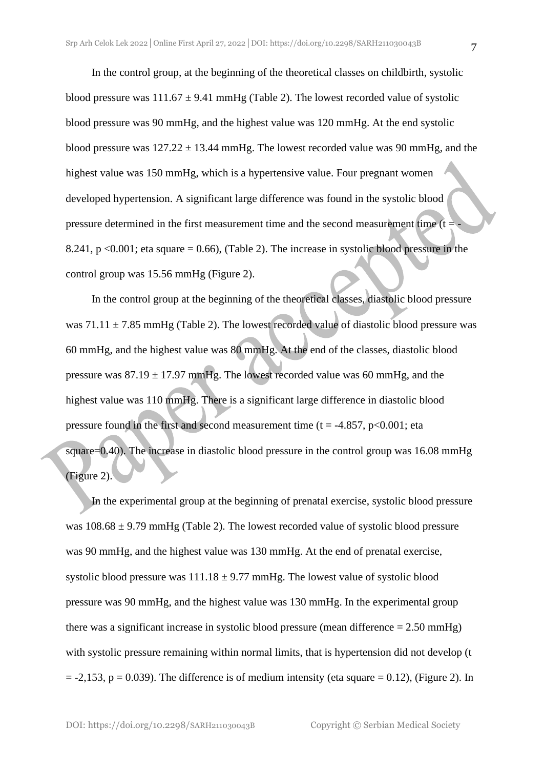In the control group, at the beginning of the theoretical classes on childbirth, systolic blood pressure was 111.67 ± 9.41 mmHg (Table 2). The lowest recorded value of systolic blood pressure was 90 mmHg, and the highest value was 120 mmHg. At the end systolic blood pressure was 127.22 ± 13.44 mmHg. The lowest recorded value was 90 mmHg, and the highest value was 150 mmHg, which is a hypertensive value. Four pregnant women developed hypertension. A significant large difference was found in the systolic blood pressure determined in the first measurement time and the second measurement time ($t = -8.241$, $p < 0.001$; eta square = 0.66), (Table 2). The increase in systolic blood pressure in the control group was 15.56 mmHg (Figure 2).

In the control group at the beginning of the theoretical classes, diastolic blood pressure was 71.11 ± 7.85 mmHg (Table 2). The lowest recorded value of diastolic blood pressure was 60 mmHg, and the highest value was 80 mmHg. At the end of the classes, diastolic blood pressure was 87.19 ± 17.97 mmHg. The lowest recorded value was 60 mmHg, and the highest value was 110 mmHg. There is a significant large difference in diastolic blood pressure found in the first and second measurement time ($t = -4.857$, $p<0.001$; eta square=0.40). The increase in diastolic blood pressure in the control group was 16.08 mmHg (Figure 2).

In the experimental group at the beginning of prenatal exercise, systolic blood pressure was 108.68 ± 9.79 mmHg (Table 2). The lowest recorded value of systolic blood pressure was 90 mmHg, and the highest value was 130 mmHg. At the end of prenatal exercise, systolic blood pressure was 111.18 ± 9.77 mmHg. The lowest value of systolic blood pressure was 90 mmHg, and the highest value was 130 mmHg. In the experimental group there was a significant increase in systolic blood pressure (mean difference = 2.50 mmHg) with systolic pressure remaining within normal limits, that is hypertension did not develop ($t = -2{,}153$, $p = 0.039$). The difference is of medium intensity (eta square = 0.12), (Figure 2). In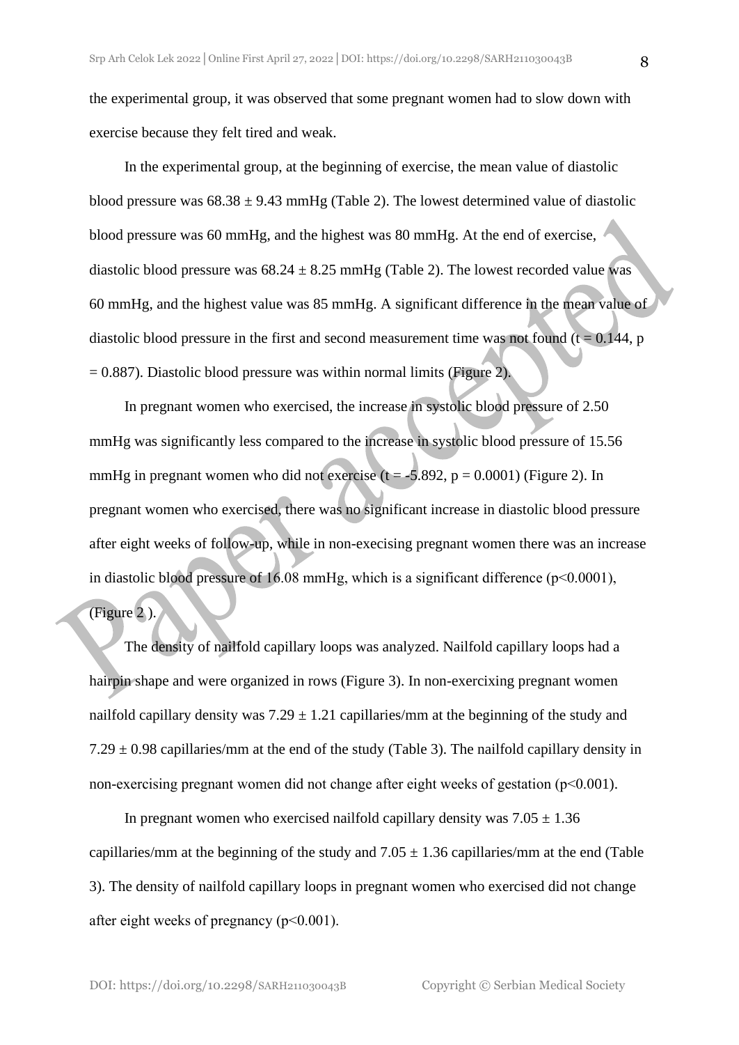the experimental group, it was observed that some pregnant women had to slow down with exercise because they felt tired and weak.

In the experimental group, at the beginning of exercise, the mean value of diastolic blood pressure was 68.38 ± 9.43 mmHg (Table 2). The lowest determined value of diastolic blood pressure was 60 mmHg, and the highest was 80 mmHg. At the end of exercise, diastolic blood pressure was 68.24 ± 8.25 mmHg (Table 2). The lowest recorded value was 60 mmHg, and the highest value was 85 mmHg. A significant difference in the mean value of diastolic blood pressure in the first and second measurement time was not found ($t = 0.144$, $p = 0.887$). Diastolic blood pressure was within normal limits (Figure 2).

In pregnant women who exercised, the increase in systolic blood pressure of 2.50 mmHg was significantly less compared to the increase in systolic blood pressure of 15.56 mmHg in pregnant women who did not exercise ($t = -5.892$, $p = 0.0001$) (Figure 2). In pregnant women who exercised, there was no significant increase in diastolic blood pressure after eight weeks of follow-up, while in non-execising pregnant women there was an increase in diastolic blood pressure of 16.08 mmHg, which is a significant difference ($p<0.0001$), (Figure 2 ).

The density of nailfold capillary loops was analyzed. Nailfold capillary loops had a hairpin shape and were organized in rows (Figure 3). In non-exercixing pregnant women nailfold capillary density was 7.29 ± 1.21 capillaries/mm at the beginning of the study and 7.29 ± 0.98 capillaries/mm at the end of the study (Table 3). The nailfold capillary density in non-exercising pregnant women did not change after eight weeks of gestation ($p<0.001$).

In pregnant women who exercised nailfold capillary density was 7.05 ± 1.36 capillaries/mm at the beginning of the study and 7.05 ± 1.36 capillaries/mm at the end (Table 3). The density of nailfold capillary loops in pregnant women who exercised did not change after eight weeks of pregnancy ($p<0.001$).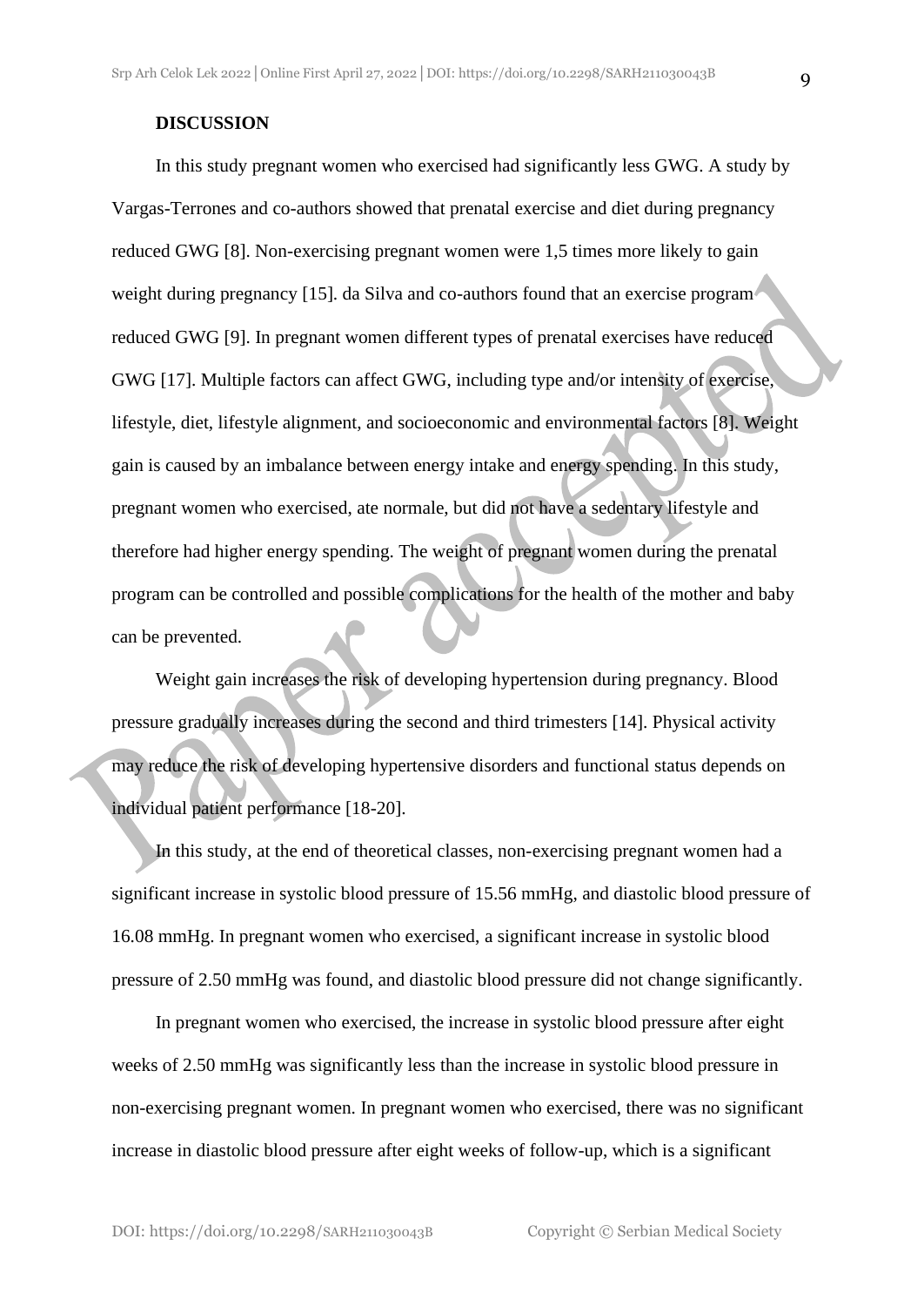**DISCUSSION**

In this study pregnant women who exercised had significantly less GWG. A study by Vargas-Terrones and co-authors showed that prenatal exercise and diet during pregnancy reduced GWG [8]. Non-exercising pregnant women were 1,5 times more likely to gain weight during pregnancy [15]. da Silva and co-authors found that an exercise program reduced GWG [9]. In pregnant women different types of prenatal exercises have reduced GWG [17]. Multiple factors can affect GWG, including type and/or intensity of exercise, lifestyle, diet, lifestyle alignment, and socioeconomic and environmental factors [8]. Weight gain is caused by an imbalance between energy intake and energy spending. In this study, pregnant women who exercised, ate normale, but did not have a sedentary lifestyle and therefore had higher energy spending. The weight of pregnant women during the prenatal program can be controlled and possible complications for the health of the mother and baby can be prevented.

Weight gain increases the risk of developing hypertension during pregnancy. Blood pressure gradually increases during the second and third trimesters [14]. Physical activity may reduce the risk of developing hypertensive disorders and functional status depends on individual patient performance [18-20].

In this study, at the end of theoretical classes, non-exercising pregnant women had a significant increase in systolic blood pressure of 15.56 mmHg, and diastolic blood pressure of 16.08 mmHg. In pregnant women who exercised, a significant increase in systolic blood pressure of 2.50 mmHg was found, and diastolic blood pressure did not change significantly.

In pregnant women who exercised, the increase in systolic blood pressure after eight weeks of 2.50 mmHg was significantly less than the increase in systolic blood pressure in non-exercising pregnant women. In pregnant women who exercised, there was no significant increase in diastolic blood pressure after eight weeks of follow-up, which is a significant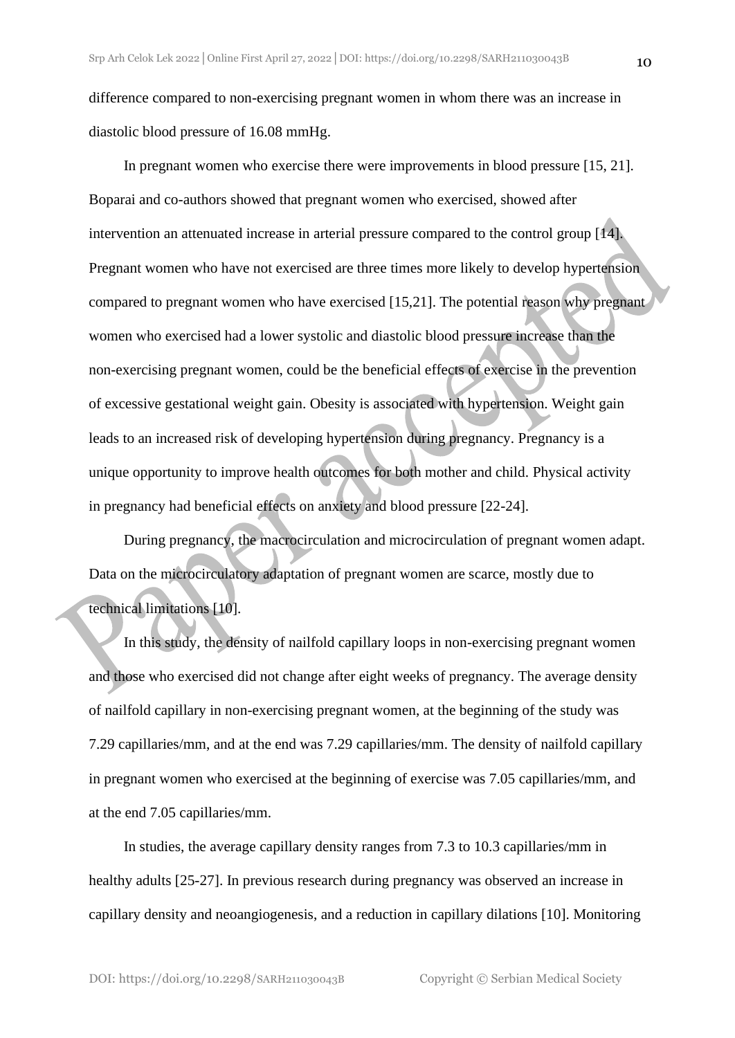difference compared to non-exercising pregnant women in whom there was an increase in diastolic blood pressure of 16.08 mmHg.

In pregnant women who exercise there were improvements in blood pressure [15, 21]. Boparai and co-authors showed that pregnant women who exercised, showed after intervention an attenuated increase in arterial pressure compared to the control group [14]. Pregnant women who have not exercised are three times more likely to develop hypertension compared to pregnant women who have exercised [15,21]. The potential reason why pregnant women who exercised had a lower systolic and diastolic blood pressure increase than the non-exercising pregnant women, could be the beneficial effects of exercise in the prevention of excessive gestational weight gain. Obesity is associated with hypertension. Weight gain leads to an increased risk of developing hypertension during pregnancy. Pregnancy is a unique opportunity to improve health outcomes for both mother and child. Physical activity in pregnancy had beneficial effects on anxiety and blood pressure [22-24].

During pregnancy, the macrocirculation and microcirculation of pregnant women adapt. Data on the microcirculatory adaptation of pregnant women are scarce, mostly due to technical limitations [10].

In this study, the density of nailfold capillary loops in non-exercising pregnant women and those who exercised did not change after eight weeks of pregnancy. The average density of nailfold capillary in non-exercising pregnant women, at the beginning of the study was 7.29 capillaries/mm, and at the end was 7.29 capillaries/mm. The density of nailfold capillary in pregnant women who exercised at the beginning of exercise was 7.05 capillaries/mm, and at the end 7.05 capillaries/mm.

In studies, the average capillary density ranges from 7.3 to 10.3 capillaries/mm in healthy adults [25-27]. In previous research during pregnancy was observed an increase in capillary density and neoangiogenesis, and a reduction in capillary dilations [10]. Monitoring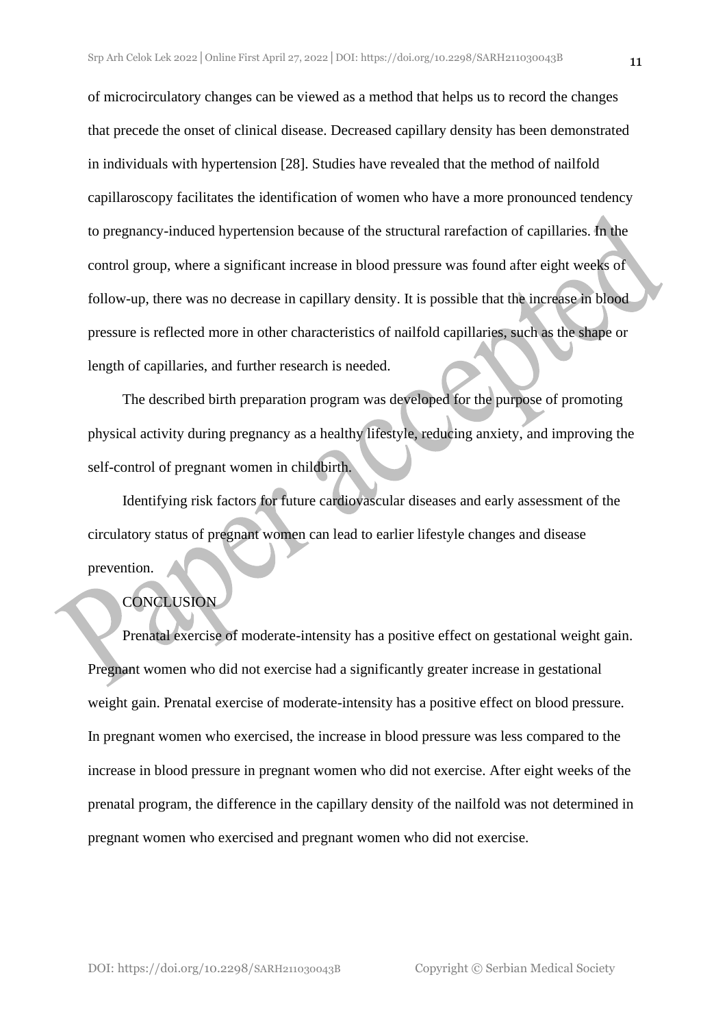of microcirculatory changes can be viewed as a method that helps us to record the changes that precede the onset of clinical disease. Decreased capillary density has been demonstrated in individuals with hypertension [28]. Studies have revealed that the method of nailfold capillaroscopy facilitates the identification of women who have a more pronounced tendency to pregnancy-induced hypertension because of the structural rarefaction of capillaries. In the control group, where a significant increase in blood pressure was found after eight weeks of follow-up, there was no decrease in capillary density. It is possible that the increase in blood pressure is reflected more in other characteristics of nailfold capillaries, such as the shape or length of capillaries, and further research is needed.

The described birth preparation program was developed for the purpose of promoting physical activity during pregnancy as a healthy lifestyle, reducing anxiety, and improving the self-control of pregnant women in childbirth.

Identifying risk factors for future cardiovascular diseases and early assessment of the circulatory status of pregnant women can lead to earlier lifestyle changes and disease prevention.

## CONCLUSION

Prenatal exercise of moderate-intensity has a positive effect on gestational weight gain. Pregnant women who did not exercise had a significantly greater increase in gestational weight gain. Prenatal exercise of moderate-intensity has a positive effect on blood pressure. In pregnant women who exercised, the increase in blood pressure was less compared to the increase in blood pressure in pregnant women who did not exercise. After eight weeks of the prenatal program, the difference in the capillary density of the nailfold was not determined in pregnant women who exercised and pregnant women who did not exercise.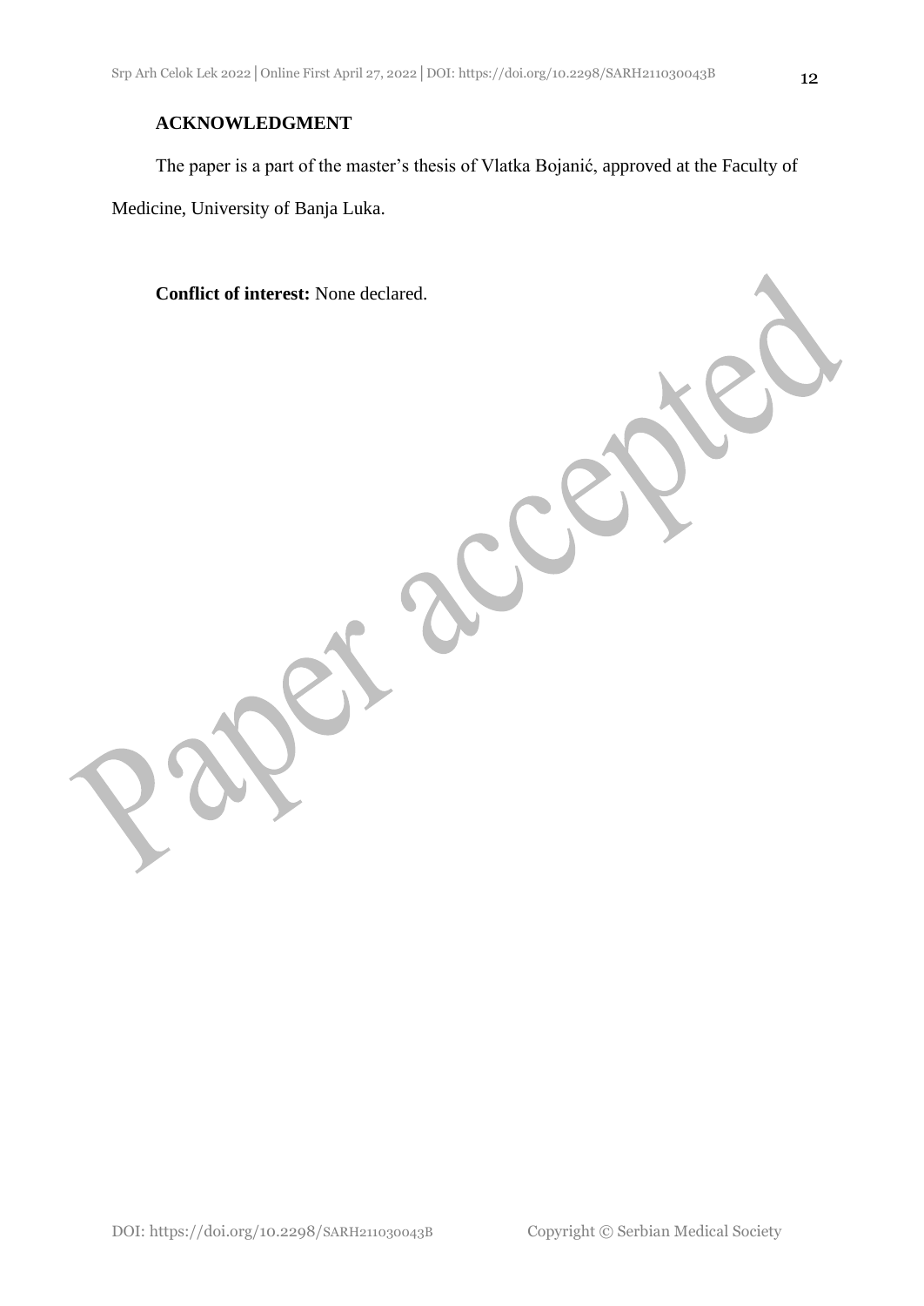**ACKNOWLEDGMENT**

The paper is a part of the master's thesis of Vlatka Bojanić, approved at the Faculty of Medicine, University of Banja Luka.

**Conflict of interest:** None declared.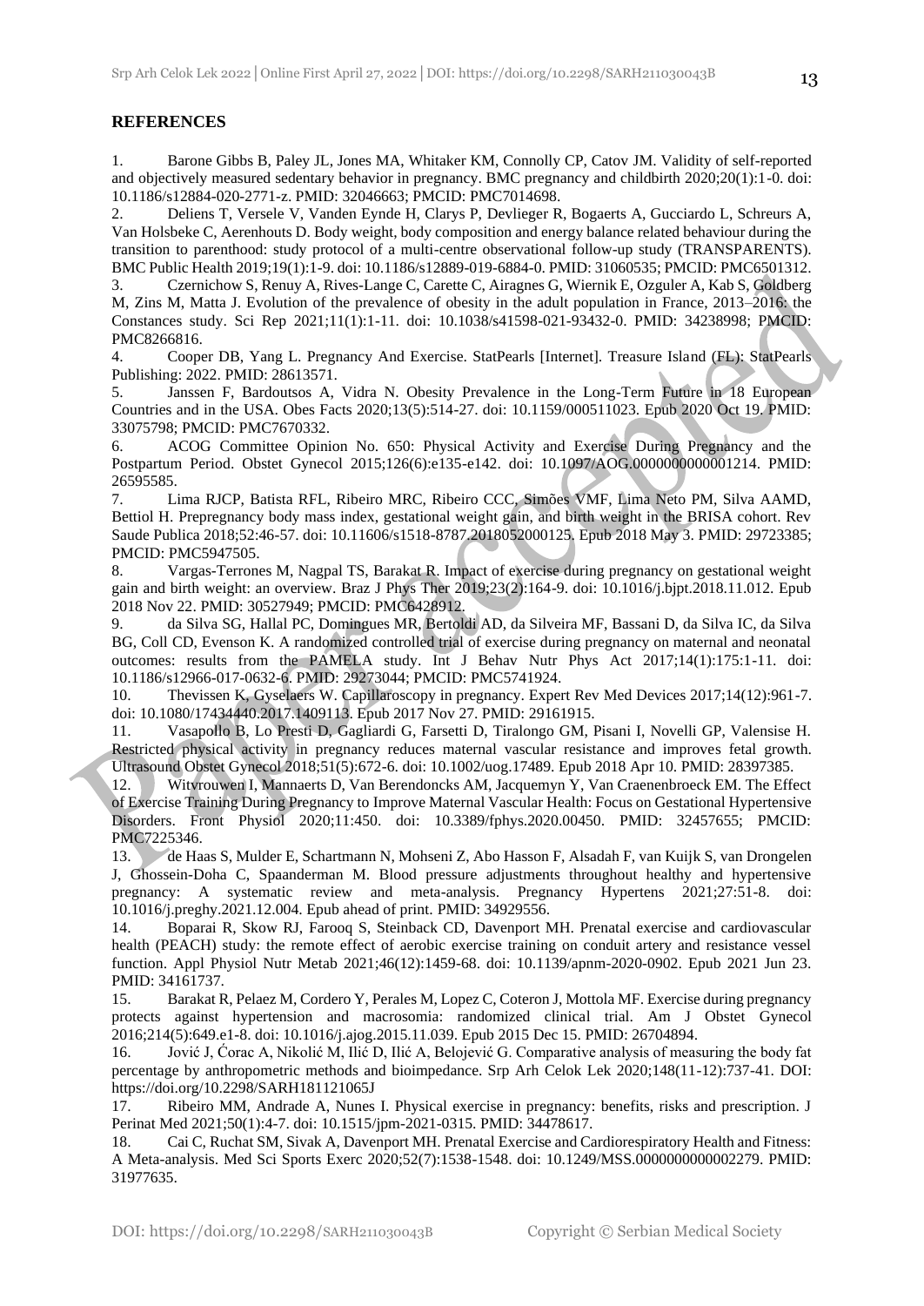## REFERENCES

1. Barone Gibbs B, Paley JL, Jones MA, Whitaker KM, Connolly CP, Catov JM. Validity of self-reported and objectively measured sedentary behavior in pregnancy. BMC pregnancy and childbirth 2020;20(1):1-0. doi: 10.1186/s12884-020-2771-z. PMID: 32046663; PMCID: PMC7014698.
2. Deliens T, Versele V, Vanden Eynde H, Clarys P, Devlieger R, Bogaerts A, Gucciardo L, Schreurs A, Van Holsbeke C, Aerenhouts D. Body weight, body composition and energy balance related behaviour during the transition to parenthood: study protocol of a multi-centre observational follow-up study (TRANSPARENTS). BMC Public Health 2019;19(1):1-9. doi: 10.1186/s12889-019-6884-0. PMID: 31060535; PMCID: PMC6501312.
3. Czernichow S, Renuy A, Rives-Lange C, Carette C, Airagnes G, Wiernik E, Ozguler A, Kab S, Goldberg M, Zins M, Matta J. Evolution of the prevalence of obesity in the adult population in France, 2013–2016: the Constances study. Sci Rep 2021;11(1):1-11. doi: 10.1038/s41598-021-93432-0. PMID: 34238998; PMCID: PMC8266816.
4. Cooper DB, Yang L. Pregnancy And Exercise. StatPearls [Internet]. Treasure Island (FL): StatPearls Publishing: 2022. PMID: 28613571.
5. Janssen F, Bardoutsos A, Vidra N. Obesity Prevalence in the Long-Term Future in 18 European Countries and in the USA. Obes Facts 2020;13(5):514-27. doi: 10.1159/000511023. Epub 2020 Oct 19. PMID: 33075798; PMCID: PMC7670332.
6. ACOG Committee Opinion No. 650: Physical Activity and Exercise During Pregnancy and the Postpartum Period. Obstet Gynecol 2015;126(6):e135-e142. doi: 10.1097/AOG.0000000000001214. PMID: 26595585.
7. Lima RJCP, Batista RFL, Ribeiro MRC, Ribeiro CCC, Simões VMF, Lima Neto PM, Silva AAMD, Bettiol H. Prepregnancy body mass index, gestational weight gain, and birth weight in the BRISA cohort. Rev Saude Publica 2018;52:46-57. doi: 10.11606/s1518-8787.2018052000125. Epub 2018 May 3. PMID: 29723385; PMCID: PMC5947505.
8. Vargas-Terrones M, Nagpal TS, Barakat R. Impact of exercise during pregnancy on gestational weight gain and birth weight: an overview. Braz J Phys Ther 2019;23(2):164-9. doi: 10.1016/j.bjpt.2018.11.012. Epub 2018 Nov 22. PMID: 30527949; PMCID: PMC6428912.
9. da Silva SG, Hallal PC, Domingues MR, Bertoldi AD, da Silveira MF, Bassani D, da Silva IC, da Silva BG, Coll CD, Evenson K. A randomized controlled trial of exercise during pregnancy on maternal and neonatal outcomes: results from the PAMELA study. Int J Behav Nutr Phys Act 2017;14(1):175:1-11. doi: 10.1186/s12966-017-0632-6. PMID: 29273044; PMCID: PMC5741924.
10. Thevissen K, Gyselaers W. Capillaroscopy in pregnancy. Expert Rev Med Devices 2017;14(12):961-7. doi: 10.1080/17434440.2017.1409113. Epub 2017 Nov 27. PMID: 29161915.
11. Vasapollo B, Lo Presti D, Gagliardi G, Farsetti D, Tiralongo GM, Pisani I, Novelli GP, Valensise H. Restricted physical activity in pregnancy reduces maternal vascular resistance and improves fetal growth. Ultrasound Obstet Gynecol 2018;51(5):672-6. doi: 10.1002/uog.17489. Epub 2018 Apr 10. PMID: 28397385.
12. Witvrouwen I, Mannaerts D, Van Berendoncks AM, Jacquemyn Y, Van Craenenbroeck EM. The Effect of Exercise Training During Pregnancy to Improve Maternal Vascular Health: Focus on Gestational Hypertensive Disorders. Front Physiol 2020;11:450. doi: 10.3389/fphys.2020.00450. PMID: 32457655; PMCID: PMC7225346.
13. de Haas S, Mulder E, Schartmann N, Mohseni Z, Abo Hasson F, Alsadah F, van Kuijk S, van Drongelen J, Ghossein-Doha C, Spaanderman M. Blood pressure adjustments throughout healthy and hypertensive pregnancy: A systematic review and meta-analysis. Pregnancy Hypertens 2021;27:51-8. doi: 10.1016/j.preghy.2021.12.004. Epub ahead of print. PMID: 34929556.
14. Boparai R, Skow RJ, Farooq S, Steinback CD, Davenport MH. Prenatal exercise and cardiovascular health (PEACH) study: the remote effect of aerobic exercise training on conduit artery and resistance vessel function. Appl Physiol Nutr Metab 2021;46(12):1459-68. doi: 10.1139/apnm-2020-0902. Epub 2021 Jun 23. PMID: 34161737.
15. Barakat R, Pelaez M, Cordero Y, Perales M, Lopez C, Coteron J, Mottola MF. Exercise during pregnancy protects against hypertension and macrosomia: randomized clinical trial. Am J Obstet Gynecol 2016;214(5):649.e1-8. doi: 10.1016/j.ajog.2015.11.039. Epub 2015 Dec 15. PMID: 26704894.
16. Jović J, Ćorac A, Nikolić M, Ilić D, Ilić A, Belojević G. Comparative analysis of measuring the body fat percentage by anthropometric methods and bioimpedance. Srp Arh Celok Lek 2020;148(11-12):737-41. DOI: https://doi.org/10.2298/SARH181121065J
17. Ribeiro MM, Andrade A, Nunes I. Physical exercise in pregnancy: benefits, risks and prescription. J Perinat Med 2021;50(1):4-7. doi: 10.1515/jpm-2021-0315. PMID: 34478617.
18. Cai C, Ruchat SM, Sivak A, Davenport MH. Prenatal Exercise and Cardiorespiratory Health and Fitness: A Meta-analysis. Med Sci Sports Exerc 2020;52(7):1538-1548. doi: 10.1249/MSS.0000000000002279. PMID: 31977635.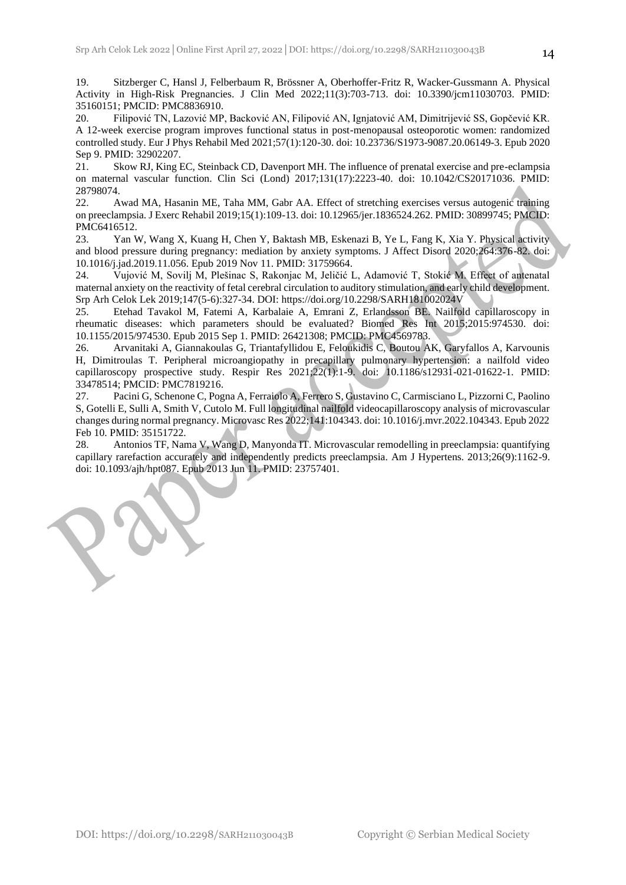19. Sitzberger C, Hansl J, Felberbaum R, Brössner A, Oberhoffer-Fritz R, Wacker-Gussmann A. Physical Activity in High-Risk Pregnancies. J Clin Med 2022;11(3):703-713. doi: 10.3390/jcm11030703. PMID: 35160151; PMCID: PMC8836910.

20. Filipović TN, Lazović MP, Backović AN, Filipović AN, Ignjatović AM, Dimitrijević SS, Gopčević KR. A 12-week exercise program improves functional status in post-menopausal osteoporotic women: randomized controlled study. Eur J Phys Rehabil Med 2021;57(1):120-30. doi: 10.23736/S1973-9087.20.06149-3. Epub 2020 Sep 9. PMID: 32902207.

21. Skow RJ, King EC, Steinback CD, Davenport MH. The influence of prenatal exercise and pre-eclampsia on maternal vascular function. Clin Sci (Lond) 2017;131(17):2223-40. doi: 10.1042/CS20171036. PMID: 28798074.

22. Awad MA, Hasanin ME, Taha MM, Gabr AA. Effect of stretching exercises versus autogenic training on preeclampsia. J Exerc Rehabil 2019;15(1):109-13. doi: 10.12965/jer.1836524.262. PMID: 30899745; PMCID: PMC6416512.

23. Yan W, Wang X, Kuang H, Chen Y, Baktash MB, Eskenazi B, Ye L, Fang K, Xia Y. Physical activity and blood pressure during pregnancy: mediation by anxiety symptoms. J Affect Disord 2020;264:376-82. doi: 10.1016/j.jad.2019.11.056. Epub 2019 Nov 11. PMID: 31759664.

24. Vujović M, Sovilj M, Plešinac S, Rakonjac M, Jeličić L, Adamović T, Stokić M. Effect of antenatal maternal anxiety on the reactivity of fetal cerebral circulation to auditory stimulation, and early child development. Srp Arh Celok Lek 2019;147(5-6):327-34. DOI: https://doi.org/10.2298/SARH181002024V

25. Etehad Tavakol M, Fatemi A, Karbalaie A, Emrani Z, Erlandsson BE. Nailfold capillaroscopy in rheumatic diseases: which parameters should be evaluated? Biomed Res Int 2015;2015:974530. doi: 10.1155/2015/974530. Epub 2015 Sep 1. PMID: 26421308; PMCID: PMC4569783.

26. Arvanitaki A, Giannakoulas G, Triantafyllidou E, Feloukidis C, Boutou AK, Garyfallos A, Karvounis H, Dimitroulas T. Peripheral microangiopathy in precapillary pulmonary hypertension: a nailfold video capillaroscopy prospective study. Respir Res 2021;22(1):1-9. doi: 10.1186/s12931-021-01622-1. PMID: 33478514; PMCID: PMC7819216.

27. Pacini G, Schenone C, Pogna A, Ferraiolo A, Ferrero S, Gustavino C, Carmisciano L, Pizzorni C, Paolino S, Gotelli E, Sulli A, Smith V, Cutolo M. Full longitudinal nailfold videocapillaroscopy analysis of microvascular changes during normal pregnancy. Microvasc Res 2022;141:104343. doi: 10.1016/j.mvr.2022.104343. Epub 2022 Feb 10. PMID: 35151722.

28. Antonios TF, Nama V, Wang D, Manyonda IT. Microvascular remodelling in preeclampsia: quantifying capillary rarefaction accurately and independently predicts preeclampsia. Am J Hypertens. 2013;26(9):1162-9. doi: 10.1093/ajh/hpt087. Epub 2013 Jun 11. PMID: 23757401.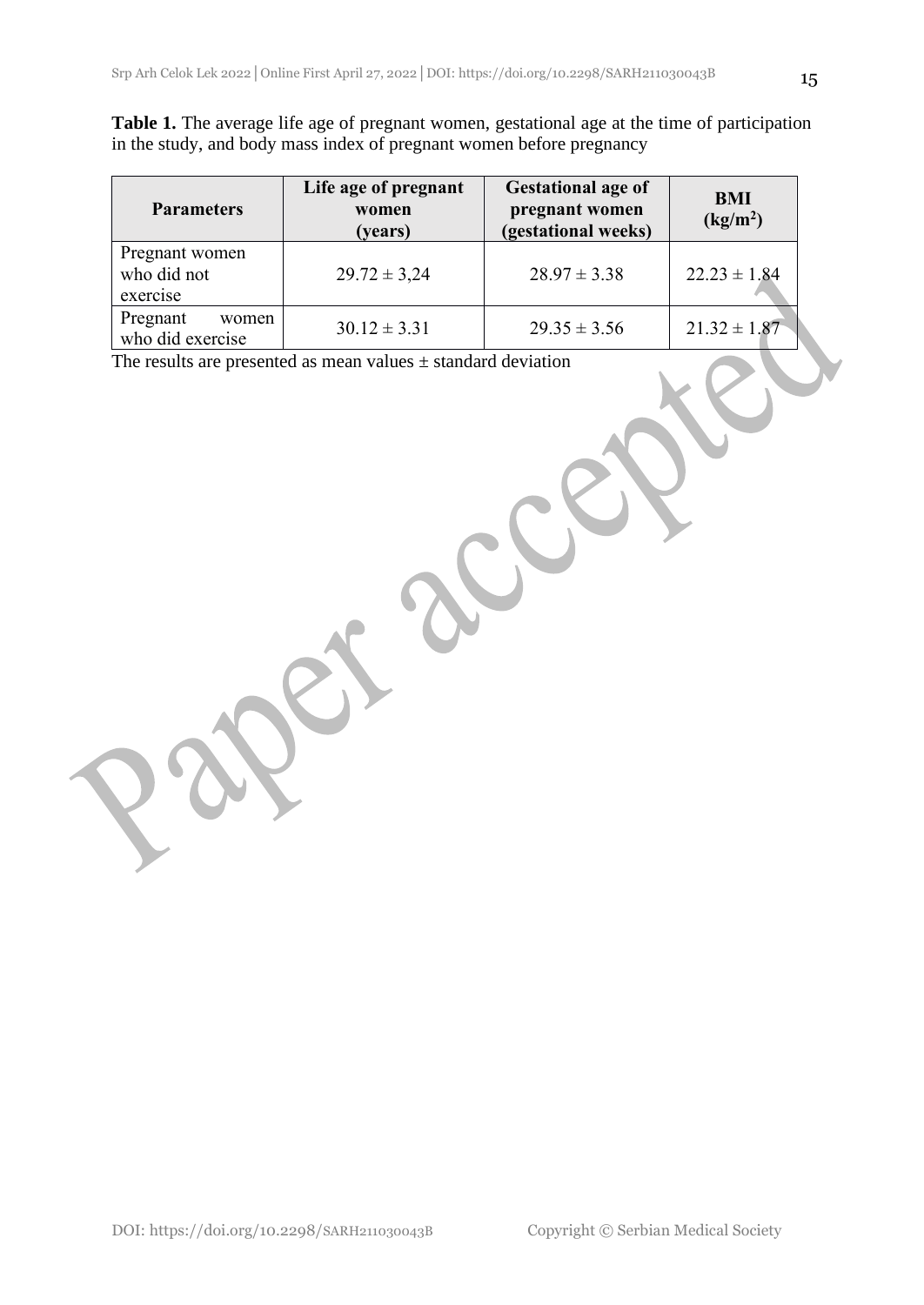**Table 1.** The average life age of pregnant women, gestational age at the time of participation in the study, and body mass index of pregnant women before pregnancy

| Parameters | Life age of pregnant women (years) | Gestational age of pregnant women (gestational weeks) | BMI ($kg/m^2$) |
|---|---|---|---|
| Pregnant women who did not exercise | 29.72 ± 3,24 | 28.97 ± 3.38 | 22.23 ± 1.84 |
| Pregnant women who did exercise | 30.12 ± 3.31 | 29.35 ± 3.56 | 21.32 ± 1.87 |

The results are presented as mean values ± standard deviation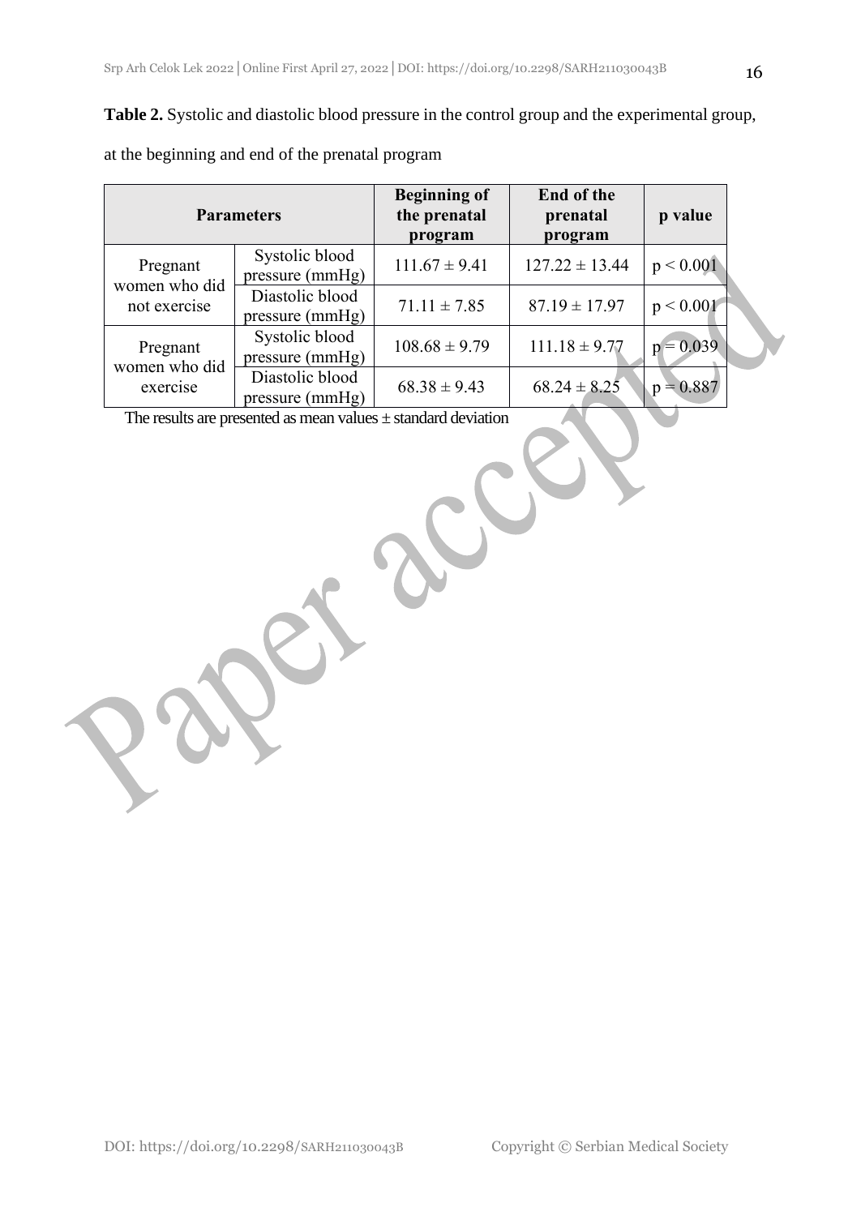**Table 2.** Systolic and diastolic blood pressure in the control group and the experimental group, at the beginning and end of the prenatal program

| Parameters | | Beginning of the prenatal program | End of the prenatal program | p value |
|---|---|---|---|---|
| Pregnant women who did not exercise | Systolic blood pressure (mmHg) | 111.67 ± 9.41 | 127.22 ± 13.44 | $p < 0.001$ |
| | Diastolic blood pressure (mmHg) | 71.11 ± 7.85 | 87.19 ± 17.97 | $p < 0.001$ |
| Pregnant women who did exercise | Systolic blood pressure (mmHg) | 108.68 ± 9.79 | 111.18 ± 9.77 | $p = 0.039$ |
| | Diastolic blood pressure (mmHg) | 68.38 ± 9.43 | 68.24 ± 8.25 | $p = 0.887$ |

The results are presented as mean values ± standard deviation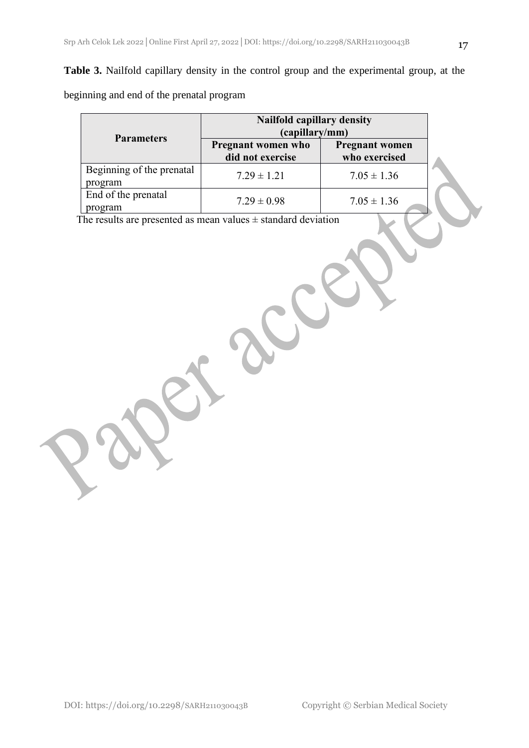**Table 3.** Nailfold capillary density in the control group and the experimental group, at the beginning and end of the prenatal program

| Parameters | Nailfold capillary density (capillary/mm) | |
|---|---|---|
| | Pregnant women who did not exercise | Pregnant women who exercised |
| Beginning of the prenatal program | 7.29 ± 1.21 | 7.05 ± 1.36 |
| End of the prenatal program | 7.29 ± 0.98 | 7.05 ± 1.36 |

The results are presented as mean values ± standard deviation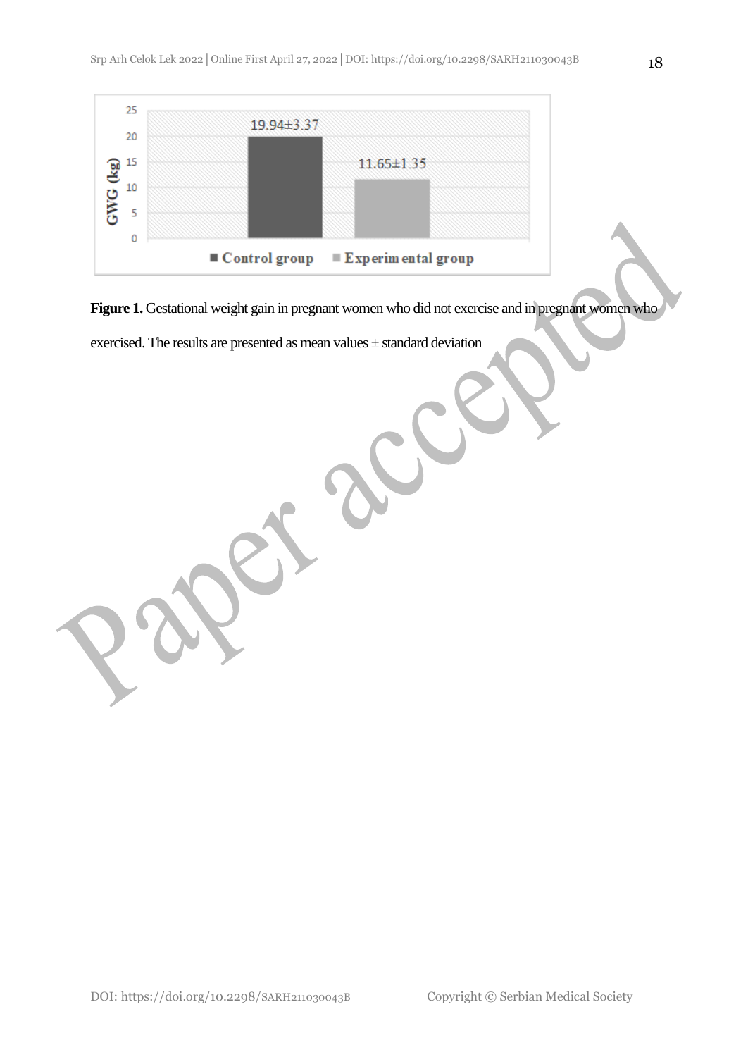25
20
15
10
5
0

GWG (kg)

19.94±3.37

11.65±1.35

Control group   Experimental group

**Figure 1.** Gestational weight gain in pregnant women who did not exercise and in pregnant women who exercised. The results are presented as mean values ± standard deviation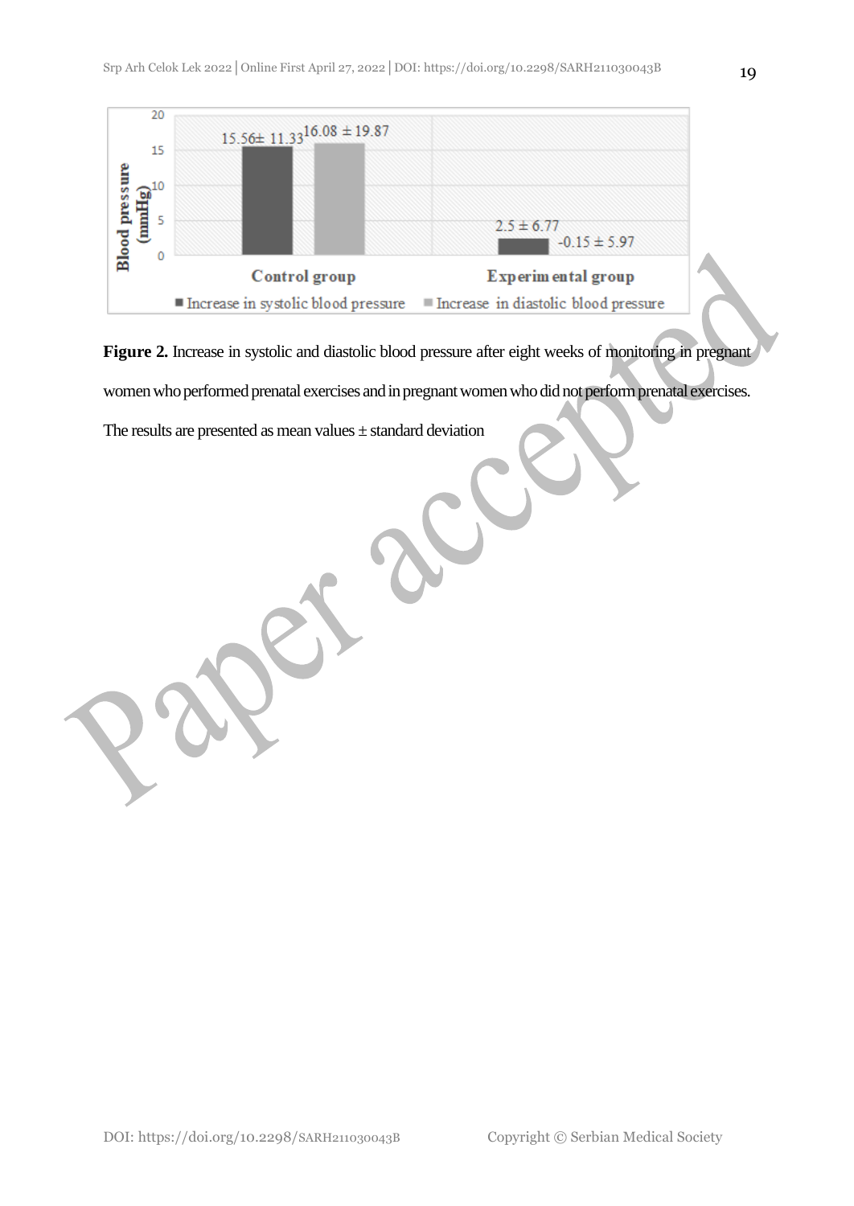20

15

10

5

0

Blood pressure (mmHg)

15.56± 11.33

16.08 ± 19.87

2.5 ± 6.77

-0.15 ± 5.97

Control group

Experimental group

Increase in systolic blood pressure

Increase in diastolic blood pressure

**Figure 2.** Increase in systolic and diastolic blood pressure after eight weeks of monitoring in pregnant women who performed prenatal exercises and in pregnant women who did not perform prenatal exercises. The results are presented as mean values ± standard deviation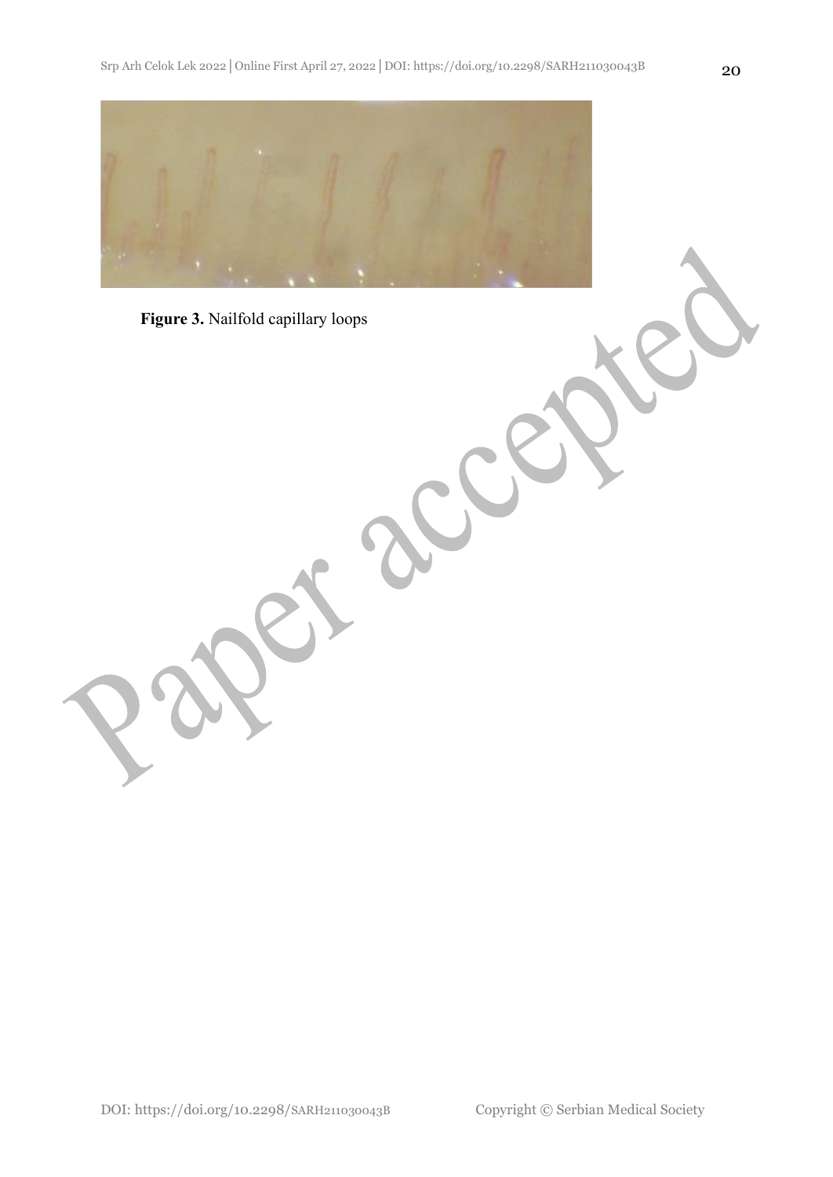**Figure 3.** Nailfold capillary loops